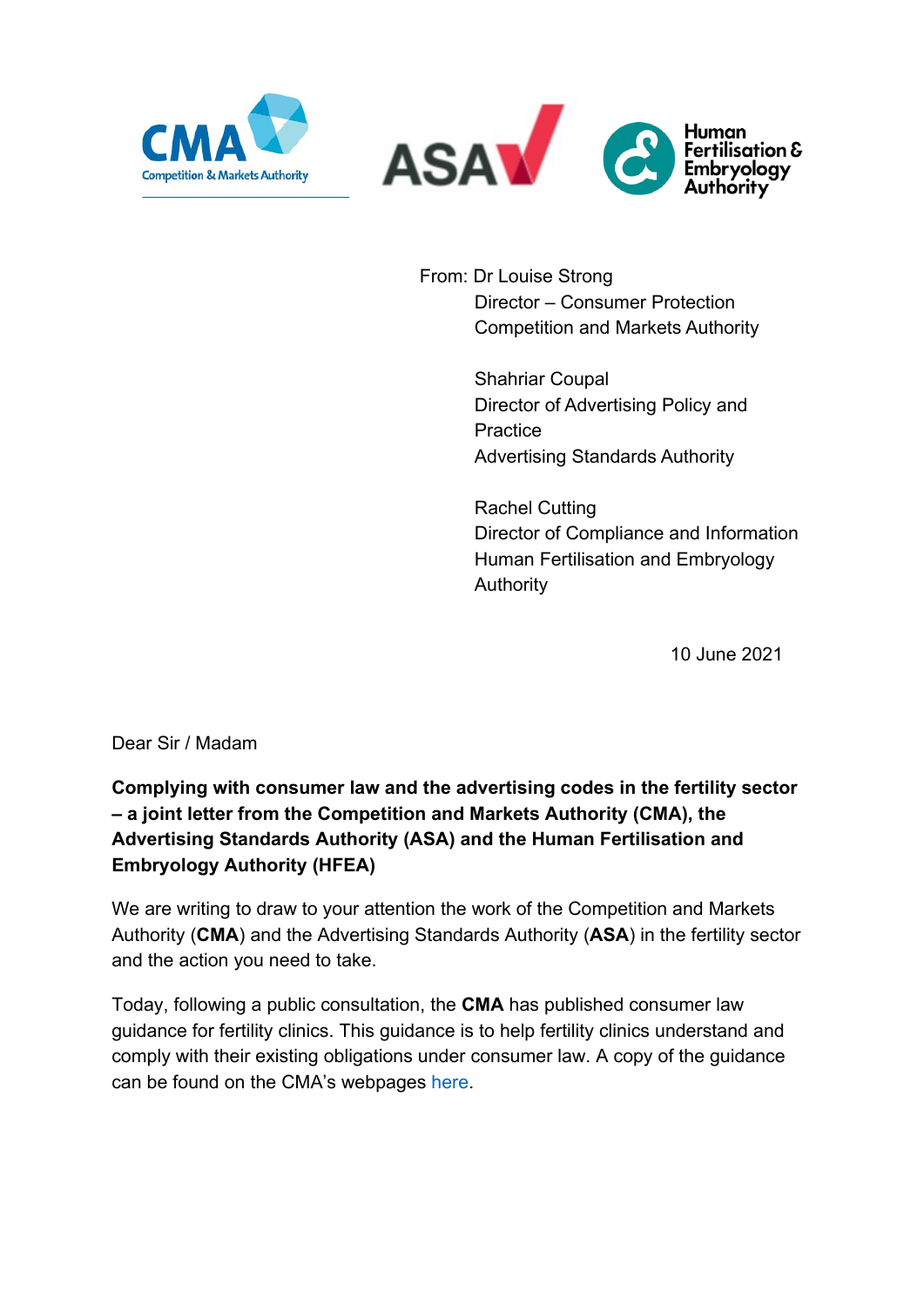From: Dr Louise Strong
Director – Consumer Protection
Competition and Markets Authority

Shahriar Coupal
Director of Advertising Policy and Practice
Advertising Standards Authority

Rachel Cutting
Director of Compliance and Information
Human Fertilisation and Embryology Authority

10 June 2021

Dear Sir / Madam

**Complying with consumer law and the advertising codes in the fertility sector – a joint letter from the Competition and Markets Authority (CMA), the Advertising Standards Authority (ASA) and the Human Fertilisation and Embryology Authority (HFEA)**

We are writing to draw to your attention the work of the Competition and Markets Authority (**CMA**) and the Advertising Standards Authority (**ASA**) in the fertility sector and the action you need to take.

Today, following a public consultation, the **CMA** has published consumer law guidance for fertility clinics. This guidance is to help fertility clinics understand and comply with their existing obligations under consumer law. A copy of the guidance can be found on the CMA's webpages here.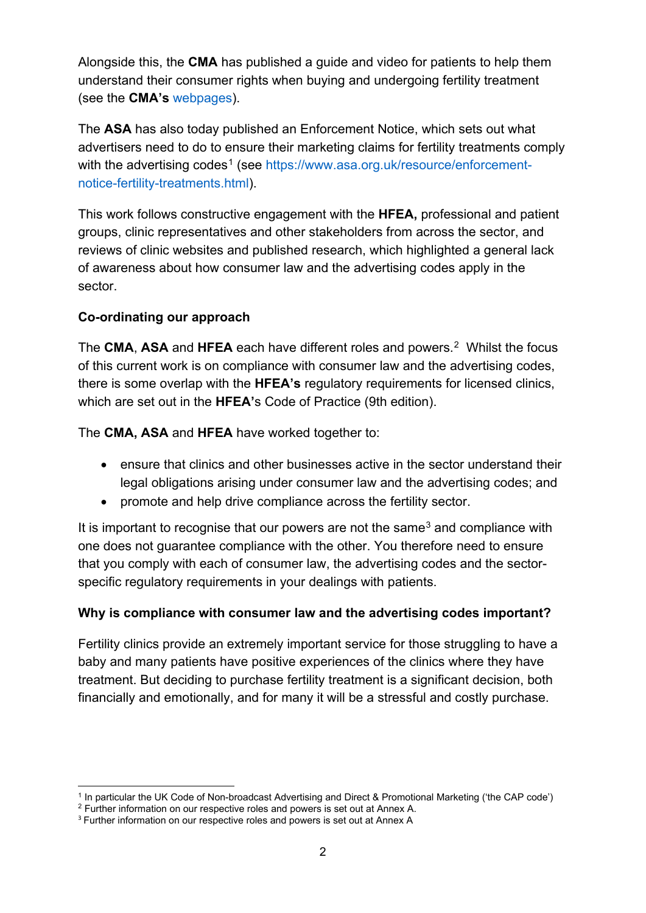Alongside this, the **CMA** has published a guide and video for patients to help them understand their consumer rights when buying and undergoing fertility treatment (see the **CMA's** webpages).

The **ASA** has also today published an Enforcement Notice, which sets out what advertisers need to do to ensure their marketing claims for fertility treatments comply with the advertising codes[1] (see https://www.asa.org.uk/resource/enforcement-notice-fertility-treatments.html).

This work follows constructive engagement with the **HFEA,** professional and patient groups, clinic representatives and other stakeholders from across the sector, and reviews of clinic websites and published research, which highlighted a general lack of awareness about how consumer law and the advertising codes apply in the sector.

**Co-ordinating our approach**

The **CMA**, **ASA** and **HFEA** each have different roles and powers.[2] Whilst the focus of this current work is on compliance with consumer law and the advertising codes, there is some overlap with the **HFEA's** regulatory requirements for licensed clinics, which are set out in the **HFEA**'s Code of Practice (9th edition).

The **CMA, ASA** and **HFEA** have worked together to:

- ensure that clinics and other businesses active in the sector understand their legal obligations arising under consumer law and the advertising codes; and
- promote and help drive compliance across the fertility sector.

It is important to recognise that our powers are not the same[3] and compliance with one does not guarantee compliance with the other. You therefore need to ensure that you comply with each of consumer law, the advertising codes and the sector-specific regulatory requirements in your dealings with patients.

**Why is compliance with consumer law and the advertising codes important?**

Fertility clinics provide an extremely important service for those struggling to have a baby and many patients have positive experiences of the clinics where they have treatment. But deciding to purchase fertility treatment is a significant decision, both financially and emotionally, and for many it will be a stressful and costly purchase.

[1] In particular the UK Code of Non-broadcast Advertising and Direct & Promotional Marketing ('the CAP code')

[2] Further information on our respective roles and powers is set out at Annex A.

[3] Further information on our respective roles and powers is set out at Annex A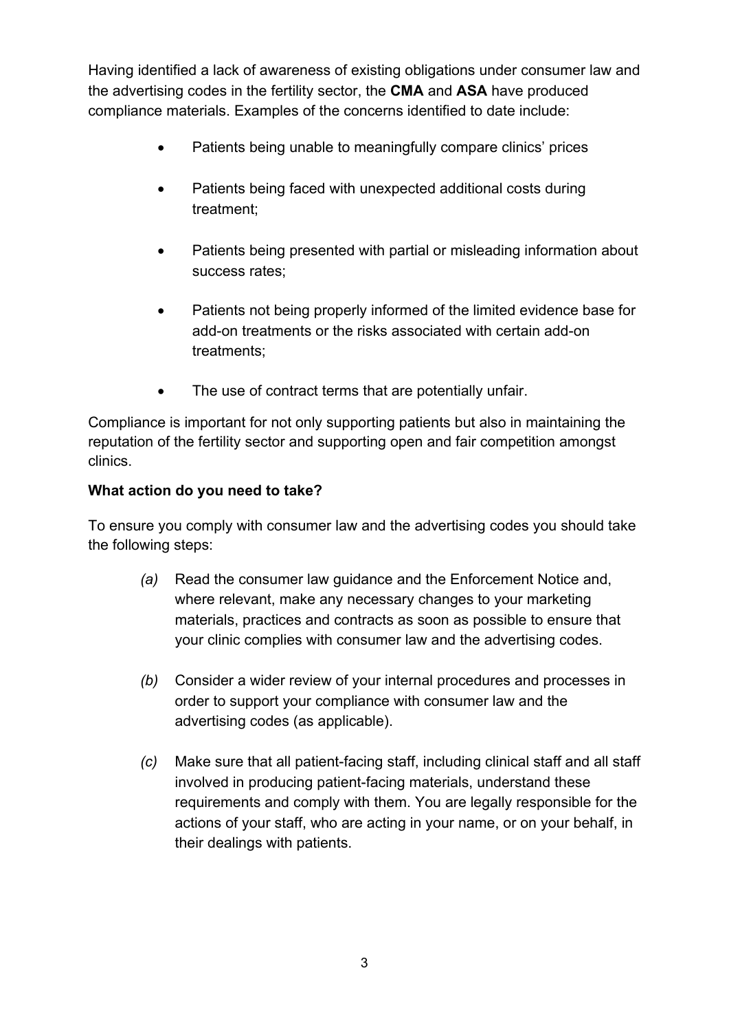Having identified a lack of awareness of existing obligations under consumer law and the advertising codes in the fertility sector, the **CMA** and **ASA** have produced compliance materials. Examples of the concerns identified to date include:

- Patients being unable to meaningfully compare clinics' prices
- Patients being faced with unexpected additional costs during treatment;
- Patients being presented with partial or misleading information about success rates;
- Patients not being properly informed of the limited evidence base for add-on treatments or the risks associated with certain add-on treatments;
- The use of contract terms that are potentially unfair.

Compliance is important for not only supporting patients but also in maintaining the reputation of the fertility sector and supporting open and fair competition amongst clinics.

**What action do you need to take?**

To ensure you comply with consumer law and the advertising codes you should take the following steps:

*(a)* Read the consumer law guidance and the Enforcement Notice and, where relevant, make any necessary changes to your marketing materials, practices and contracts as soon as possible to ensure that your clinic complies with consumer law and the advertising codes.

*(b)* Consider a wider review of your internal procedures and processes in order to support your compliance with consumer law and the advertising codes (as applicable).

*(c)* Make sure that all patient-facing staff, including clinical staff and all staff involved in producing patient-facing materials, understand these requirements and comply with them. You are legally responsible for the actions of your staff, who are acting in your name, or on your behalf, in their dealings with patients.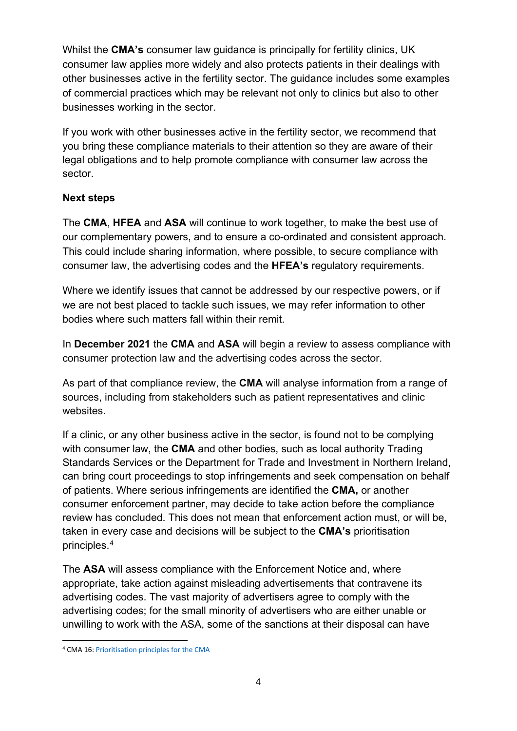Whilst the **CMA's** consumer law guidance is principally for fertility clinics, UK consumer law applies more widely and also protects patients in their dealings with other businesses active in the fertility sector. The guidance includes some examples of commercial practices which may be relevant not only to clinics but also to other businesses working in the sector.

If you work with other businesses active in the fertility sector, we recommend that you bring these compliance materials to their attention so they are aware of their legal obligations and to help promote compliance with consumer law across the sector.

**Next steps**

The **CMA**, **HFEA** and **ASA** will continue to work together, to make the best use of our complementary powers, and to ensure a co-ordinated and consistent approach. This could include sharing information, where possible, to secure compliance with consumer law, the advertising codes and the **HFEA's** regulatory requirements.

Where we identify issues that cannot be addressed by our respective powers, or if we are not best placed to tackle such issues, we may refer information to other bodies where such matters fall within their remit.

In **December 2021** the **CMA** and **ASA** will begin a review to assess compliance with consumer protection law and the advertising codes across the sector.

As part of that compliance review, the **CMA** will analyse information from a range of sources, including from stakeholders such as patient representatives and clinic websites.

If a clinic, or any other business active in the sector, is found not to be complying with consumer law, the **CMA** and other bodies, such as local authority Trading Standards Services or the Department for Trade and Investment in Northern Ireland, can bring court proceedings to stop infringements and seek compensation on behalf of patients. Where serious infringements are identified the **CMA,** or another consumer enforcement partner, may decide to take action before the compliance review has concluded. This does not mean that enforcement action must, or will be, taken in every case and decisions will be subject to the **CMA's** prioritisation principles.[4]

The **ASA** will assess compliance with the Enforcement Notice and, where appropriate, take action against misleading advertisements that contravene its advertising codes. The vast majority of advertisers agree to comply with the advertising codes; for the small minority of advertisers who are either unable or unwilling to work with the ASA, some of the sanctions at their disposal can have

[4] CMA 16: Prioritisation principles for the CMA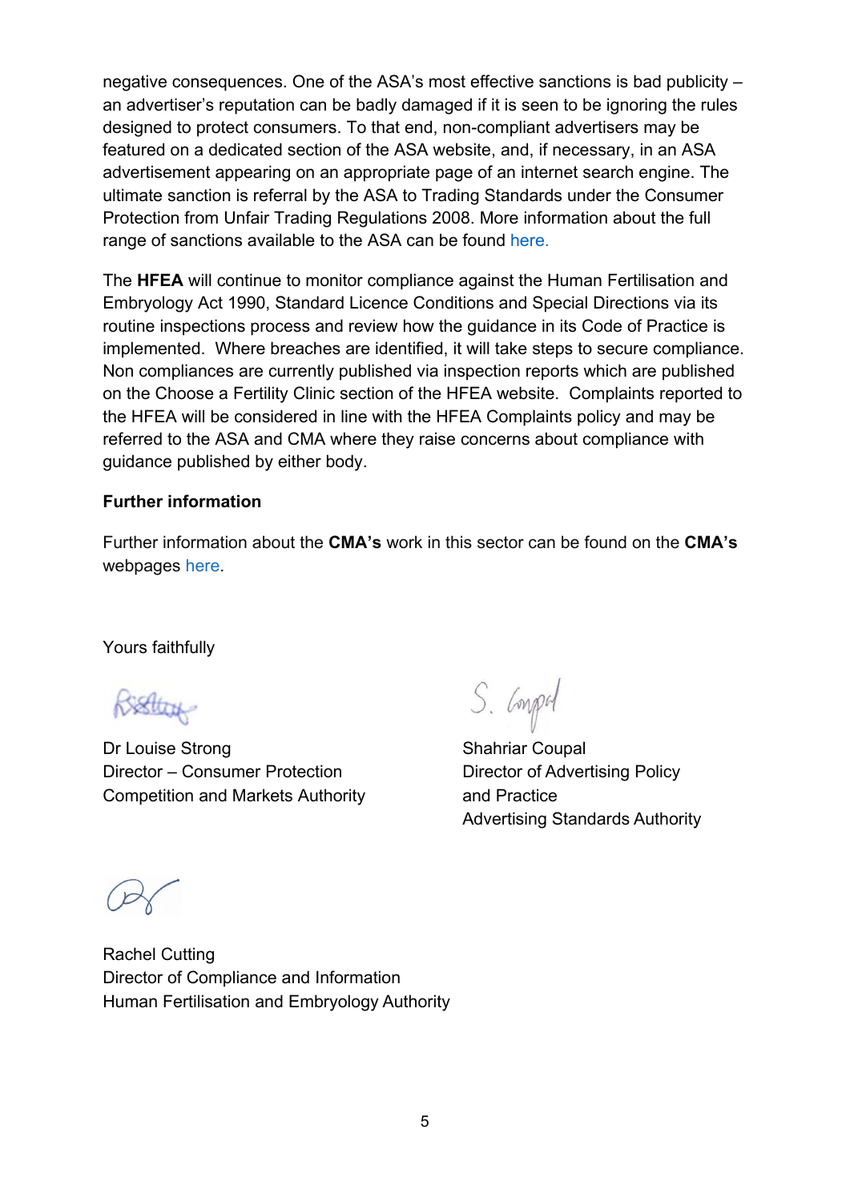negative consequences. One of the ASA's most effective sanctions is bad publicity – an advertiser's reputation can be badly damaged if it is seen to be ignoring the rules designed to protect consumers. To that end, non-compliant advertisers may be featured on a dedicated section of the ASA website, and, if necessary, in an ASA advertisement appearing on an appropriate page of an internet search engine. The ultimate sanction is referral by the ASA to Trading Standards under the Consumer Protection from Unfair Trading Regulations 2008. More information about the full range of sanctions available to the ASA can be found here.

The **HFEA** will continue to monitor compliance against the Human Fertilisation and Embryology Act 1990, Standard Licence Conditions and Special Directions via its routine inspections process and review how the guidance in its Code of Practice is implemented. Where breaches are identified, it will take steps to secure compliance. Non compliances are currently published via inspection reports which are published on the Choose a Fertility Clinic section of the HFEA website. Complaints reported to the HFEA will be considered in line with the HFEA Complaints policy and may be referred to the ASA and CMA where they raise concerns about compliance with guidance published by either body.

**Further information**

Further information about the **CMA's** work in this sector can be found on the **CMA's** webpages here.

Yours faithfully

Dr Louise Strong
Director – Consumer Protection
Competition and Markets Authority

Shahriar Coupal
Director of Advertising Policy and Practice
Advertising Standards Authority

Rachel Cutting
Director of Compliance and Information
Human Fertilisation and Embryology Authority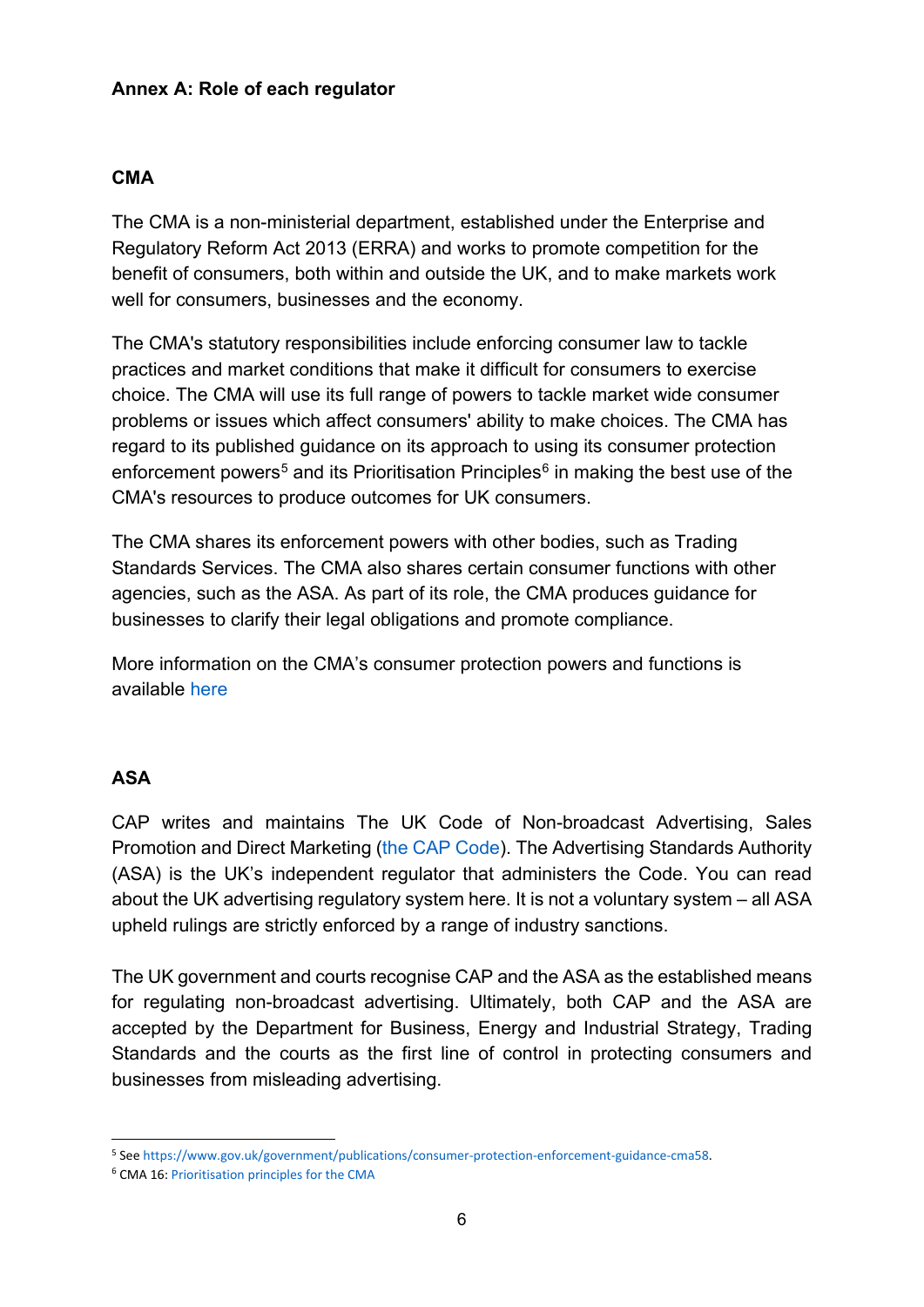**Annex A: Role of each regulator**

**CMA**

The CMA is a non-ministerial department, established under the Enterprise and Regulatory Reform Act 2013 (ERRA) and works to promote competition for the benefit of consumers, both within and outside the UK, and to make markets work well for consumers, businesses and the economy.

The CMA's statutory responsibilities include enforcing consumer law to tackle practices and market conditions that make it difficult for consumers to exercise choice. The CMA will use its full range of powers to tackle market wide consumer problems or issues which affect consumers' ability to make choices. The CMA has regard to its published guidance on its approach to using its consumer protection enforcement powers[5] and its Prioritisation Principles[6] in making the best use of the CMA's resources to produce outcomes for UK consumers.

The CMA shares its enforcement powers with other bodies, such as Trading Standards Services. The CMA also shares certain consumer functions with other agencies, such as the ASA. As part of its role, the CMA produces guidance for businesses to clarify their legal obligations and promote compliance.

More information on the CMA's consumer protection powers and functions is available here

**ASA**

CAP writes and maintains The UK Code of Non-broadcast Advertising, Sales Promotion and Direct Marketing (the CAP Code). The Advertising Standards Authority (ASA) is the UK's independent regulator that administers the Code. You can read about the UK advertising regulatory system here. It is not a voluntary system – all ASA upheld rulings are strictly enforced by a range of industry sanctions.

The UK government and courts recognise CAP and the ASA as the established means for regulating non-broadcast advertising. Ultimately, both CAP and the ASA are accepted by the Department for Business, Energy and Industrial Strategy, Trading Standards and the courts as the first line of control in protecting consumers and businesses from misleading advertising.

---

[5] See https://www.gov.uk/government/publications/consumer-protection-enforcement-guidance-cma58.

[6] CMA 16: Prioritisation principles for the CMA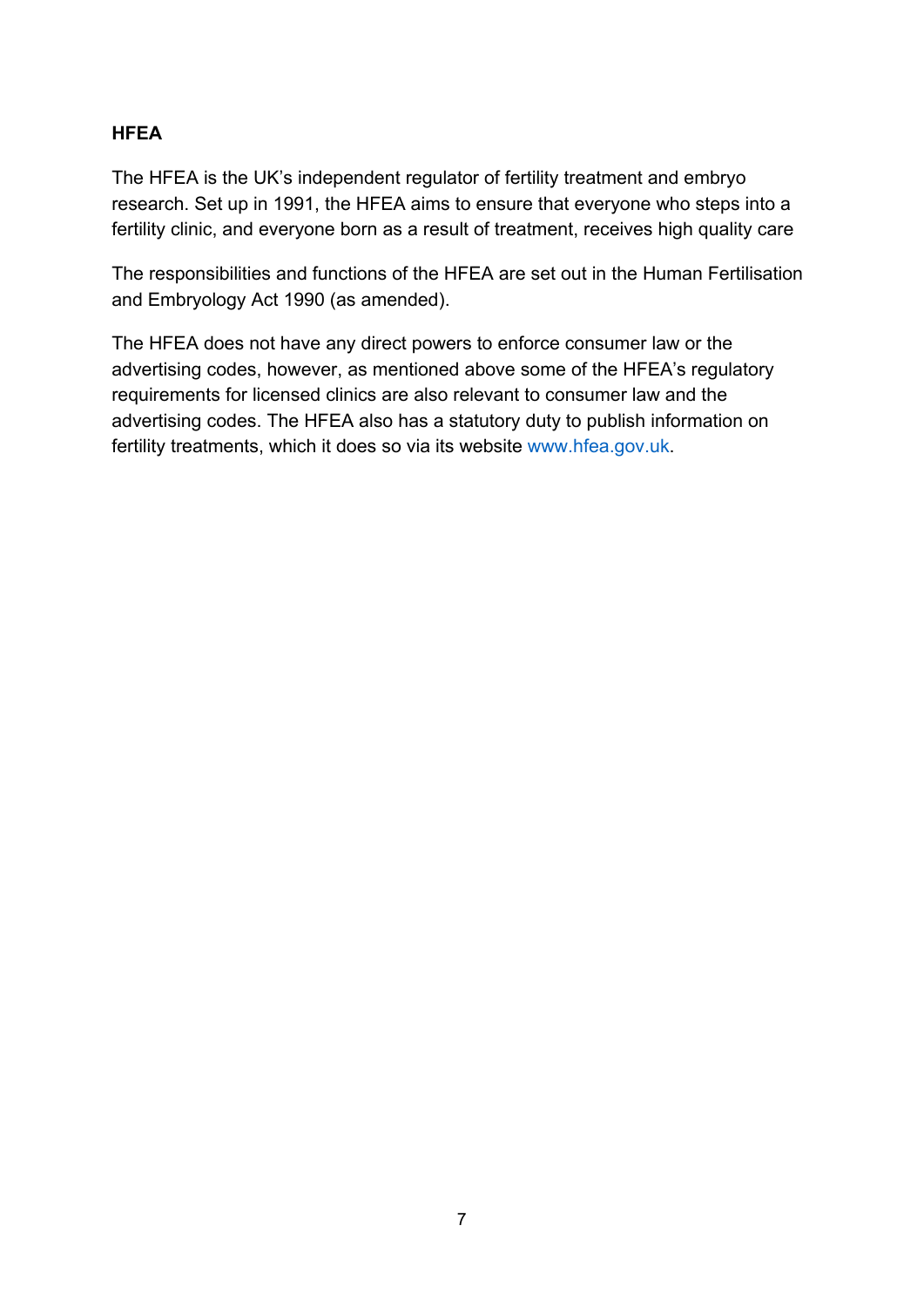**HFEA**

The HFEA is the UK's independent regulator of fertility treatment and embryo research. Set up in 1991, the HFEA aims to ensure that everyone who steps into a fertility clinic, and everyone born as a result of treatment, receives high quality care

The responsibilities and functions of the HFEA are set out in the Human Fertilisation and Embryology Act 1990 (as amended).

The HFEA does not have any direct powers to enforce consumer law or the advertising codes, however, as mentioned above some of the HFEA's regulatory requirements for licensed clinics are also relevant to consumer law and the advertising codes. The HFEA also has a statutory duty to publish information on fertility treatments, which it does so via its website www.hfea.gov.uk.